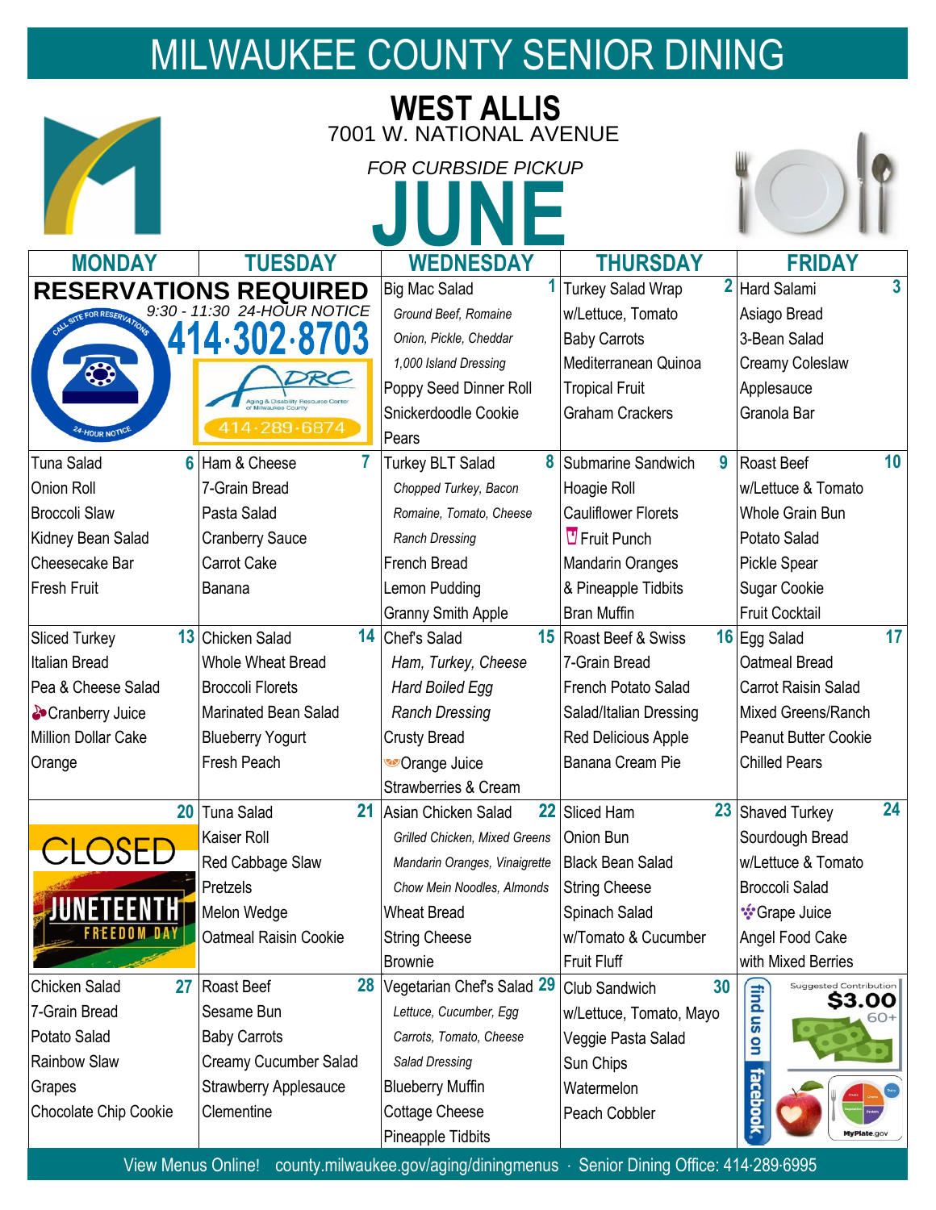# MILWAUKEE COUNTY SENIOR DINING

## WEST ALLIS

7001 W. NATIONAL AVENUE

*FOR CURBSIDE PICKUP*

# JUNE

| MONDAY | TUESDAY | WEDNESDAY | THURSDAY | FRIDAY |
|---|---|---|---|---|
| **RESERVATIONS REQUIRED** 9:30 - 11:30 24-HOUR NOTICE. CALL SITE FOR RESERVATIONS 414·302·8703. 24-HOUR NOTICE. ADRC Aging & Disability Resource Center of Milwaukee County 414·289·6874 | | **1** Big Mac Salad *Ground Beef, Romaine* *Onion, Pickle, Cheddar* *1,000 Island Dressing* Poppy Seed Dinner Roll Snickerdoodle Cookie Pears | **2** Turkey Salad Wrap w/Lettuce, Tomato Baby Carrots Mediterranean Quinoa Tropical Fruit Graham Crackers | **3** Hard Salami Asiago Bread 3-Bean Salad Creamy Coleslaw Applesauce Granola Bar |
| **6** Tuna Salad Onion Roll Broccoli Slaw Kidney Bean Salad Cheesecake Bar Fresh Fruit | **7** Ham & Cheese 7-Grain Bread Pasta Salad Cranberry Sauce Carrot Cake Banana | **8** Turkey BLT Salad *Chopped Turkey, Bacon* *Romaine, Tomato, Cheese* *Ranch Dressing* French Bread Lemon Pudding Granny Smith Apple | **9** Submarine Sandwich Hoagie Roll Cauliflower Florets Fruit Punch Mandarin Oranges & Pineapple Tidbits Bran Muffin | **10** Roast Beef w/Lettuce & Tomato Whole Grain Bun Potato Salad Pickle Spear Sugar Cookie Fruit Cocktail |
| **13** Sliced Turkey Italian Bread Pea & Cheese Salad Cranberry Juice Million Dollar Cake Orange | **14** Chicken Salad Whole Wheat Bread Broccoli Florets Marinated Bean Salad Blueberry Yogurt Fresh Peach | **15** Chef's Salad *Ham, Turkey, Cheese* *Hard Boiled Egg* *Ranch Dressing* Crusty Bread Orange Juice Strawberries & Cream | **16** Roast Beef & Swiss 7-Grain Bread French Potato Salad Salad/Italian Dressing Red Delicious Apple Banana Cream Pie | **17** Egg Salad Oatmeal Bread Carrot Raisin Salad Mixed Greens/Ranch Peanut Butter Cookie Chilled Pears |
| **20** CLOSED JUNETEENTH FREEDOM DAY | **21** Tuna Salad Kaiser Roll Red Cabbage Slaw Pretzels Melon Wedge Oatmeal Raisin Cookie | **22** Asian Chicken Salad *Grilled Chicken, Mixed Greens* *Mandarin Oranges, Vinaigrette* *Chow Mein Noodles, Almonds* Wheat Bread String Cheese Brownie | **23** Sliced Ham Onion Bun Black Bean Salad String Cheese Spinach Salad w/Tomato & Cucumber Fruit Fluff | **24** Shaved Turkey Sourdough Bread w/Lettuce & Tomato Broccoli Salad Grape Juice Angel Food Cake with Mixed Berries |
| **27** Chicken Salad 7-Grain Bread Potato Salad Rainbow Slaw Grapes Chocolate Chip Cookie | **28** Roast Beef Sesame Bun Baby Carrots Creamy Cucumber Salad Strawberry Applesauce Clementine | **29** Vegetarian Chef's Salad *Lettuce, Cucumber, Egg* *Carrots, Tomato, Cheese* *Salad Dressing* Blueberry Muffin Cottage Cheese Pineapple Tidbits | **30** Club Sandwich w/Lettuce, Tomato, Mayo Veggie Pasta Salad Sun Chips Watermelon Peach Cobbler | find us on facebook. Suggested Contribution $3.00 60+ MyPlate.gov |

View Menus Online! county.milwaukee.gov/aging/diningmenus · Senior Dining Office: 414-289-6995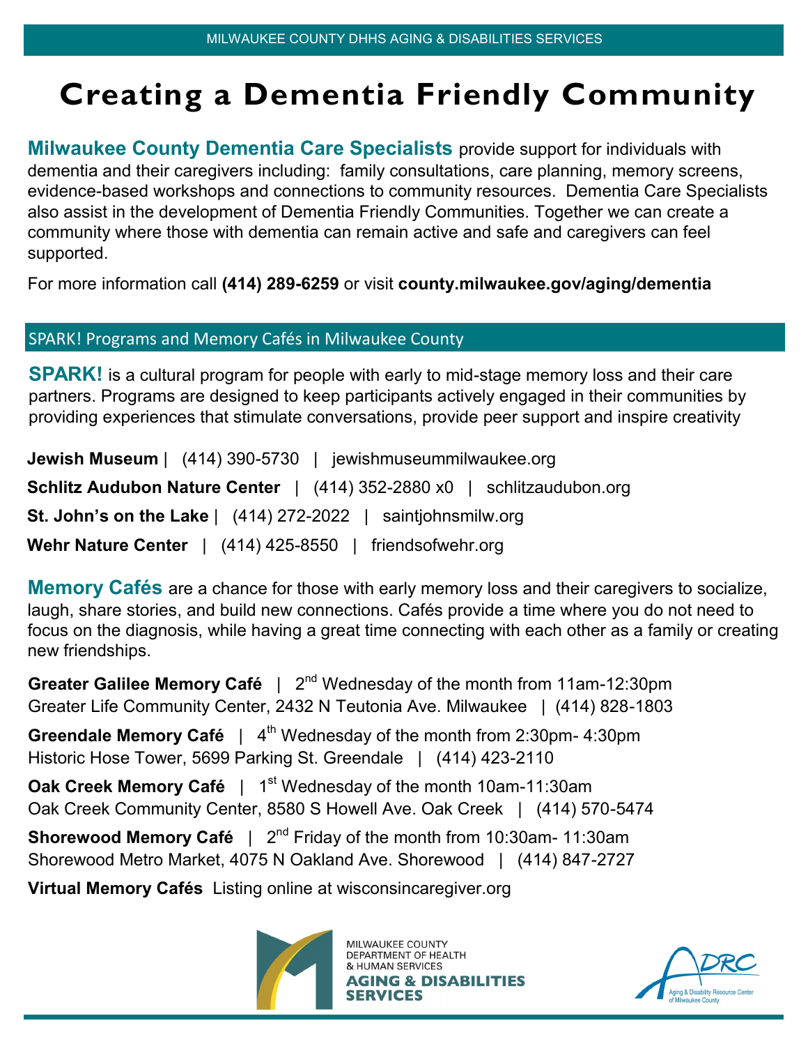MILWAUKEE COUNTY DHHS AGING & DISABILITIES SERVICES

# Creating a Dementia Friendly Community

**Milwaukee County Dementia Care Specialists** provide support for individuals with dementia and their caregivers including: family consultations, care planning, memory screens, evidence-based workshops and connections to community resources. Dementia Care Specialists also assist in the development of Dementia Friendly Communities. Together we can create a community where those with dementia can remain active and safe and caregivers can feel supported.

For more information call **(414) 289-6259** or visit **county.milwaukee.gov/aging/dementia**

## SPARK! Programs and Memory Cafés in Milwaukee County

**SPARK!** is a cultural program for people with early to mid-stage memory loss and their care partners. Programs are designed to keep participants actively engaged in their communities by providing experiences that stimulate conversations, provide peer support and inspire creativity

**Jewish Museum** | (414) 390-5730 | jewishmuseummilwaukee.org

**Schlitz Audubon Nature Center** | (414) 352-2880 x0 | schlitzaudubon.org

**St. John's on the Lake** | (414) 272-2022 | saintjohnsmilw.org

**Wehr Nature Center** | (414) 425-8550 | friendsofwehr.org

**Memory Cafés** are a chance for those with early memory loss and their caregivers to socialize, laugh, share stories, and build new connections. Cafés provide a time where you do not need to focus on the diagnosis, while having a great time connecting with each other as a family or creating new friendships.

**Greater Galilee Memory Café** | 2nd Wednesday of the month from 11am-12:30pm
Greater Life Community Center, 2432 N Teutonia Ave. Milwaukee | (414) 828-1803

**Greendale Memory Café** | 4th Wednesday of the month from 2:30pm- 4:30pm
Historic Hose Tower, 5699 Parking St. Greendale | (414) 423-2110

**Oak Creek Memory Café** | 1st Wednesday of the month 10am-11:30am
Oak Creek Community Center, 8580 S Howell Ave. Oak Creek | (414) 570-5474

**Shorewood Memory Café** | 2nd Friday of the month from 10:30am- 11:30am
Shorewood Metro Market, 4075 N Oakland Ave. Shorewood | (414) 847-2727

**Virtual Memory Cafés** Listing online at wisconsincaregiver.org

MILWAUKEE COUNTY DEPARTMENT OF HEALTH & HUMAN SERVICES
AGING & DISABILITIES SERVICES

ADRC
Aging & Disability Resource Center of Milwaukee County